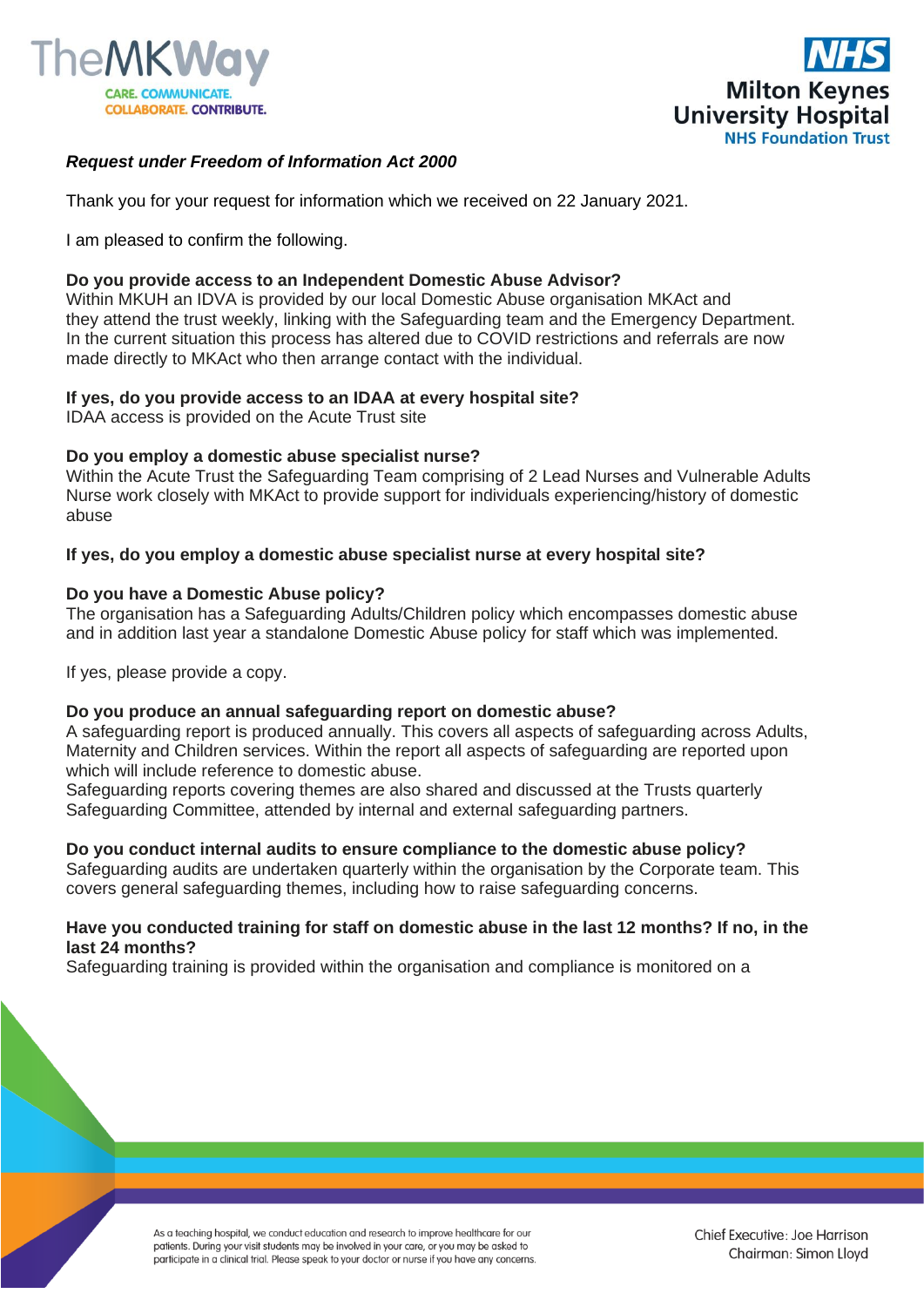***Request under Freedom of Information Act 2000***

Thank you for your request for information which we received on 22 January 2021.

I am pleased to confirm the following.

**Do you provide access to an Independent Domestic Abuse Advisor?**
Within MKUH an IDVA is provided by our local Domestic Abuse organisation MKAct and they attend the trust weekly, linking with the Safeguarding team and the Emergency Department. In the current situation this process has altered due to COVID restrictions and referrals are now made directly to MKAct who then arrange contact with the individual.

**If yes, do you provide access to an IDAA at every hospital site?**
IDAA access is provided on the Acute Trust site

**Do you employ a domestic abuse specialist nurse?**
Within the Acute Trust the Safeguarding Team comprising of 2 Lead Nurses and Vulnerable Adults Nurse work closely with MKAct to provide support for individuals experiencing/history of domestic abuse

**If yes, do you employ a domestic abuse specialist nurse at every hospital site?**

**Do you have a Domestic Abuse policy?**
The organisation has a Safeguarding Adults/Children policy which encompasses domestic abuse and in addition last year a standalone Domestic Abuse policy for staff which was implemented.

If yes, please provide a copy.

**Do you produce an annual safeguarding report on domestic abuse?**
A safeguarding report is produced annually. This covers all aspects of safeguarding across Adults, Maternity and Children services. Within the report all aspects of safeguarding are reported upon which will include reference to domestic abuse.
Safeguarding reports covering themes are also shared and discussed at the Trusts quarterly Safeguarding Committee, attended by internal and external safeguarding partners.

**Do you conduct internal audits to ensure compliance to the domestic abuse policy?**
Safeguarding audits are undertaken quarterly within the organisation by the Corporate team. This covers general safeguarding themes, including how to raise safeguarding concerns.

**Have you conducted training for staff on domestic abuse in the last 12 months? If no, in the last 24 months?**
Safeguarding training is provided within the organisation and compliance is monitored on a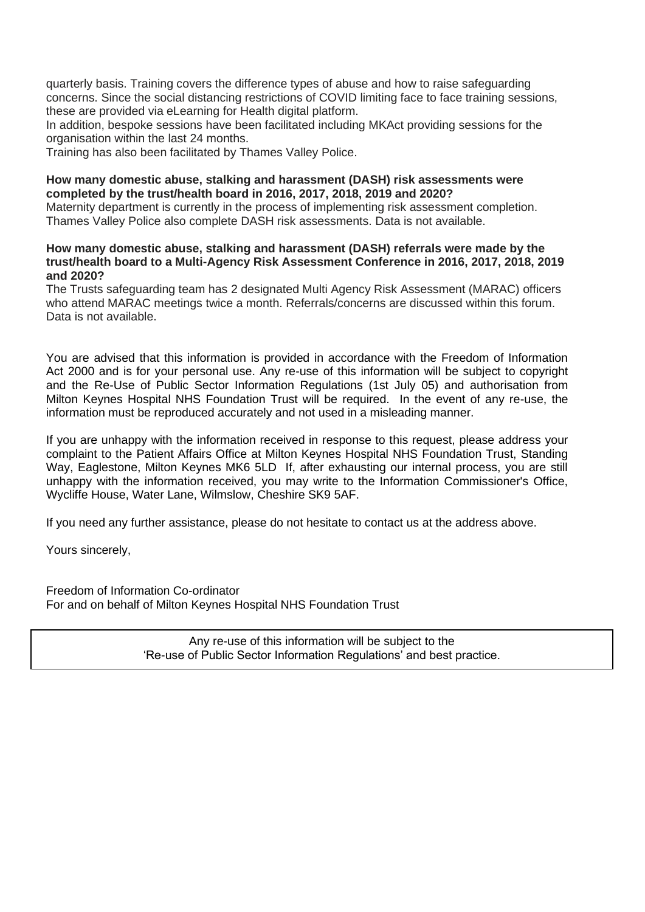quarterly basis. Training covers the difference types of abuse and how to raise safeguarding concerns. Since the social distancing restrictions of COVID limiting face to face training sessions, these are provided via eLearning for Health digital platform.
In addition, bespoke sessions have been facilitated including MKAct providing sessions for the organisation within the last 24 months.
Training has also been facilitated by Thames Valley Police.

**How many domestic abuse, stalking and harassment (DASH) risk assessments were completed by the trust/health board in 2016, 2017, 2018, 2019 and 2020?**
Maternity department is currently in the process of implementing risk assessment completion. Thames Valley Police also complete DASH risk assessments. Data is not available.

**How many domestic abuse, stalking and harassment (DASH) referrals were made by the trust/health board to a Multi-Agency Risk Assessment Conference in 2016, 2017, 2018, 2019 and 2020?**
The Trusts safeguarding team has 2 designated Multi Agency Risk Assessment (MARAC) officers who attend MARAC meetings twice a month. Referrals/concerns are discussed within this forum. Data is not available.

You are advised that this information is provided in accordance with the Freedom of Information Act 2000 and is for your personal use. Any re-use of this information will be subject to copyright and the Re-Use of Public Sector Information Regulations (1st July 05) and authorisation from Milton Keynes Hospital NHS Foundation Trust will be required. In the event of any re-use, the information must be reproduced accurately and not used in a misleading manner.

If you are unhappy with the information received in response to this request, please address your complaint to the Patient Affairs Office at Milton Keynes Hospital NHS Foundation Trust, Standing Way, Eaglestone, Milton Keynes MK6 5LD If, after exhausting our internal process, you are still unhappy with the information received, you may write to the Information Commissioner's Office, Wycliffe House, Water Lane, Wilmslow, Cheshire SK9 5AF.

If you need any further assistance, please do not hesitate to contact us at the address above.

Yours sincerely,

Freedom of Information Co-ordinator
For and on behalf of Milton Keynes Hospital NHS Foundation Trust

Any re-use of this information will be subject to the
'Re-use of Public Sector Information Regulations' and best practice.